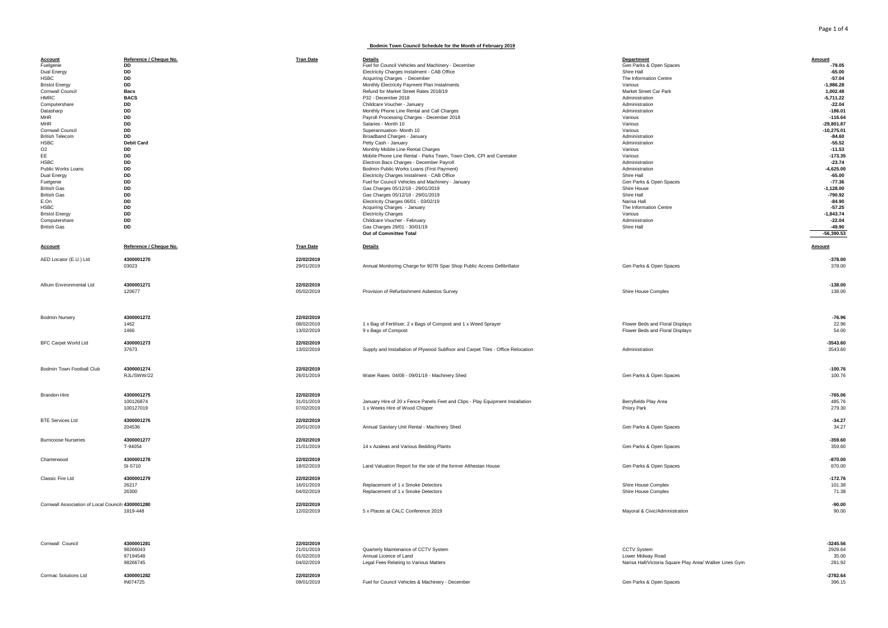## Bodmin Town Council Schedule for the Month of February 2019

| Account | Reference / Cheque No. | Tran Date | Details | Department | Amount |
|---|---|---|---|---|---|
| Fuelgenie | DD | | Fuel for Council Vehicles and Machinery - December | Gen Parks & Open Spaces | -79.05 |
| Dual Energy | DD | | Electricity Charges Instalment - CAB Office | Shire Hall | -65.00 |
| HSBC | DD | | Acquiring Charges - December | The Information Centre | -57.04 |
| Bristol Energy | DD | | Monthly Electricity Payment Plan Instalments | Various | -1,986.28 |
| Cornwall Council | Bacs | | Refund for Market Street Rates 2018/19 | Market Street Car Park | 1,002.48 |
| HMRC | BACS | | P32 - December 2018 | Administration | -5,711.22 |
| Computershare | DD | | Childcare Voucher - January | Administration | -22.04 |
| Datasharp | DD | | Monthly Phone Line Rental and Call Charges | Administration | -186.01 |
| MHR | DD | | Payroll Processing Charges - December 2018 | Various | -116.64 |
| MHR | DD | | Salaries - Month 10 | Various | -29,801.87 |
| Cornwall Council | DD | | Superannuation- Month 10 | Various | -10,275.01 |
| British Telecom | DD | | Broadband Charges - January | Administration | -84.60 |
| HSBC | Debit Card | | Petty Cash - January | Administration | -55.52 |
| O2 | DD | | Monthly Mobile Line Rental Charges | Various | -11.53 |
| EE | DD | | Mobile Phone Line Rental - Parks Team, Town Clerk, CPI and Caretaker | Various | -173.35 |
| HSBC | DD | | Electron Bacs Charges - December Payroll | Administration | -23.74 |
| Public Works Loans | DD | | Bodmin Public Works Loans (First Payment) | Administration | -4,625.00 |
| Dual Energy | DD | | Electricity Charges Instalment - CAB Office | Shire Hall | -65.00 |
| Fuelgenie | DD | | Fuel for Council Vehicles and Machinery - January | Gen Parks & Open Spaces | -77.36 |
| British Gas | DD | | Gas Charges 05/12/18 - 29/01/2019 | Shire House | -1,128.00 |
| British Gas | DD | | Gas Charges 05/12/18 - 29/01/2019 | Shire Hall | -790.92 |
| E.On | DD | | Electricity Charges 06/01 - 03/02/19 | Narisa Hall | -84.90 |
| HSBC | DD | | Acquiring Charges - January | The Information Centre | -57.25 |
| Bristol Energy | DD | | Electricity Charges | Various | -1,843.74 |
| Computershare | DD | | Childcare Voucher - February | Administration | -22.04 |
| British Gas | DD | | Gas Charges 29/01 - 30/01/19 | Shire Hall | -49.90 |
| | | | **Out of Committee Total** | | -56,390.53 |

| Account | Reference / Cheque No. | Tran Date | Details | Department | Amount |
|---|---|---|---|---|---|
| AED Locator (E.U.) Ltd | **4300001270** | **22/02/2019** | | | -378.00 |
| | 03023 | 29/01/2019 | Annual Monitoring Charge for 907R Spar Shop Public Access Defibrillator | Gen Parks & Open Spaces | 378.00 |
| Allium Environmental Ltd | **4300001271** | **22/02/2019** | | | -138.00 |
| | 120677 | 05/02/2019 | Provision of Refurbishment Asbestos Survey | Shire House Complex | 138.00 |
| Bodmin Nursery | **4300001272** | **22/02/2019** | | | -76.96 |
| | 1462 | 08/02/2019 | 1 x Bag of Fertiliser, 2 x Bags of Compost and 1 x Weed Sprayer | Flower Beds and Floral Displays | 22.96 |
| | 1466 | 13/02/2019 | 9 x Bags of Compost | Flower Beds and Floral Displays | 54.00 |
| BFC Carpet World Ltd | **4300001273** | **22/02/2019** | | | -3543.60 |
| | 37673 | 13/02/2019 | Supply and Installation of Plywood Subfloor and Carpet Tiles - Office Relocation | Administration | 3543.60 |
| Bodmin Town Football Club | **4300001274** | **22/02/2019** | | | -100.76 |
| | RJL/SWW/22 | 26/01/2019 | Water Rates 04/08 - 09/01/19 - Machinery Shed | Gen Parks & Open Spaces | 100.76 |
| Brandon Hire | **4300001275** | **22/02/2019** | | | -765.06 |
| | 100126874 | 31/01/2019 | January Hire of 20 x Fence Panels Feet and Clips - Play Equipment Installation | Berryfields Play Area | 485.76 |
| | 100127019 | 07/02/2019 | 1 x Weeks Hire of Wood Chipper | Priory Park | 279.30 |
| BTE Services Ltd | **4300001276** | **22/02/2019** | | | -34.27 |
| | 204536 | 20/01/2019 | Annual Sanitary Unit Rental - Machinery Shed | Gen Parks & Open Spaces | 34.27 |
| Burncoose Nurseries | **4300001277** | **22/02/2019** | | | -359.60 |
| | T-94054 | 21/01/2019 | 14 x Azaleas and Various Bedding Plants | Gen Parks & Open Spaces | 359.60 |
| Charterwood | **4300001278** | **22/02/2019** | | | -870.00 |
| | SI-5710 | 18/02/2019 | Land Valuation Report for the site of the former Althestan House | Gen Parks & Open Spaces | 870.00 |
| Classic Fire Ltd | **4300001279** | **22/02/2019** | | | -172.76 |
| | 26217 | 16/01/2019 | Replacement of 1 x Smoke Detectors | Shire House Complex | 101.38 |
| | 26300 | 04/02/2019 | Replacement of 1 x Smoke Detectors | Shire House Complex | 71.38 |
| Cornwall Association of Local Councils | **4300001280** | **22/02/2019** | | | -90.00 |
| | 1819-448 | 12/02/2019 | 5 x Places at CALC Conference 2019 | Mayoral & Civic/Administration | 90.00 |
| Cornwall Council | **4300001281** | **22/02/2019** | | | -3245.56 |
| | 98266043 | 21/01/2019 | Quarterly Maintenance of CCTV System | CCTV System | 2928.64 |
| | 97194548 | 01/02/2019 | Annual Licence of Land | Lower Midway Road | 35.00 |
| | 98266745 | 04/02/2019 | Legal Fees Relating to Various Matters | Narisa Hall/Victoria Square Play Area/ Walker Lines Gym | 281.92 |
| Cormac Solutions Ltd | **4300001282** | **22/02/2019** | | | -2782.64 |
| | IN074725 | 09/01/2019 | Fuel for Council Vehicles & Machinery - December | Gen Parks & Open Spaces | 396.15 |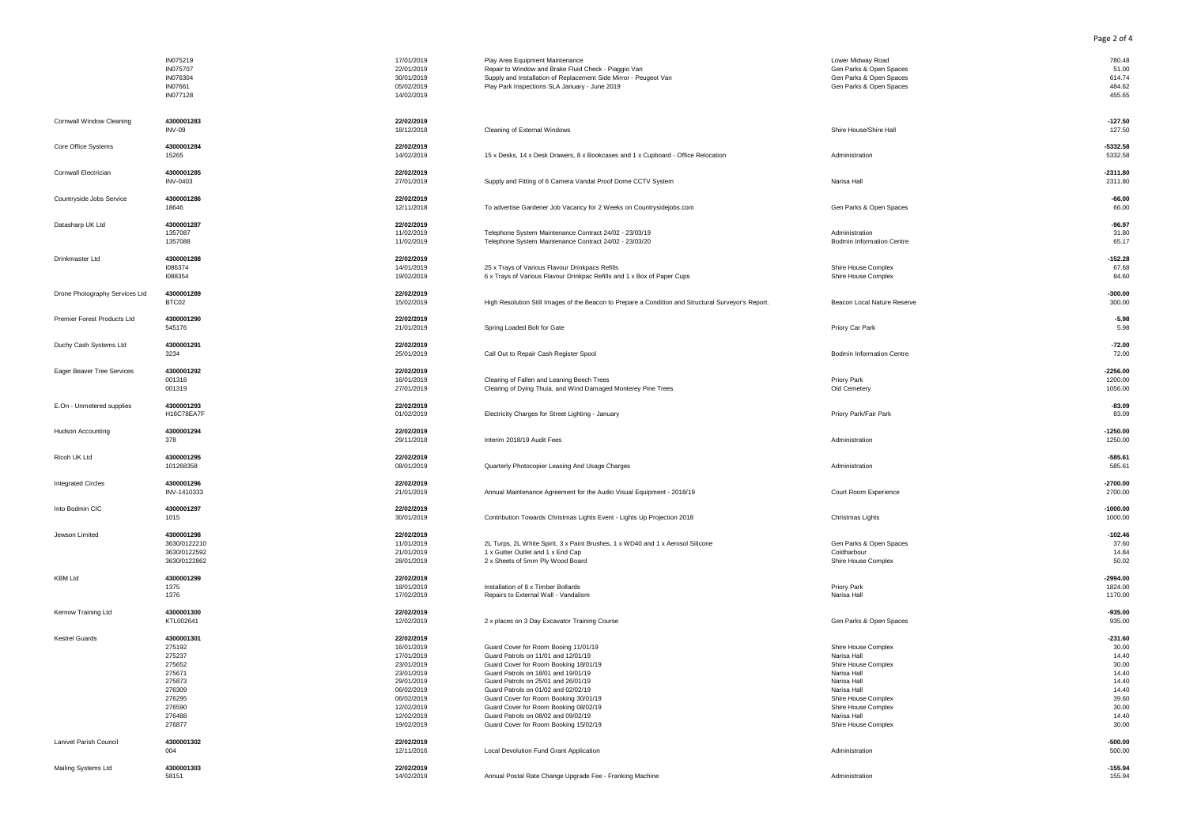| | | | | | |
|---|---|---|---|---|---|
| | IN075219 | 17/01/2019 | Play Area Equipment Maintenance | Lower Midway Road | 780.48 |
| | IN075707 | 22/01/2019 | Repair to Window and Brake Fluid Check - Piaggio Van | Gen Parks & Open Spaces | 51.00 |
| | IN076304 | 30/01/2019 | Supply and Installation of Replacement Side Mirror - Peugeot Van | Gen Parks & Open Spaces | 614.74 |
| | IN07661 | 05/02/2019 | Play Park Inspections SLA January - June 2019 | Gen Parks & Open Spaces | 484.62 |
| | IN077128 | 14/02/2019 | | | 455.65 |
| Cornwall Window Cleaning | **4300001283** | **22/02/2019** | | | **-127.50** |
| | INV-09 | 18/12/2018 | Cleaning of External Windows | Shire House/Shire Hall | 127.50 |
| Core Office Systems | **4300001284** | **22/02/2019** | | | **-5332.58** |
| | 15265 | 14/02/2019 | 15 x Desks, 14 x Desk Drawers, 8 x Bookcases and 1 x Cupboard - Office Relocation | Administration | 5332.58 |
| Cornwall Electrician | **4300001285** | **22/02/2019** | | | **-2311.80** |
| | INV-0403 | 27/01/2019 | Supply and Fitting of 6 Camera Vandal Proof Dome CCTV System | Narisa Hall | 2311.80 |
| Countryside Jobs Service | **4300001286** | **22/02/2019** | | | **-66.00** |
| | 18646 | 12/11/2018 | To advertise Gardener Job Vacancy for 2 Weeks on Countrysidejobs.com | Gen Parks & Open Spaces | 66.00 |
| Datasharp UK Ltd | **4300001287** | **22/02/2019** | | | **-96.97** |
| | 1357087 | 11/02/2019 | Telephone System Maintenance Contract 24/02 - 23/03/19 | Administration | 31.80 |
| | 1357088 | 11/02/2019 | Telephone System Maintenance Contract 24/02 - 23/03/20 | Bodmin Information Centre | 65.17 |
| Drinkmaster Ltd | **4300001288** | **22/02/2019** | | | **-152.28** |
| | I086374 | 14/01/2019 | 25 x Trays of Various Flavour Drinkpacs Refills | Shire House Complex | 67.68 |
| | I088354 | 19/02/2019 | 6 x Trays of Various Flavour Drinkpac Refills and 1 x Box of Paper Cups | Shire House Complex | 84.60 |
| Drone Photography Services Ltd | **4300001289** | **22/02/2019** | | | **-300.00** |
| | BTC02 | 15/02/2019 | High Resolution Still Images of the Beacon to Prepare a Condition and Structural Surveyor's Report. | Beacon Local Nature Reserve | 300.00 |
| Premier Forest Products Ltd | **4300001290** | **22/02/2019** | | | **-5.98** |
| | 545176 | 21/01/2019 | Spring Loaded Bolt for Gate | Priory Car Park | 5.98 |
| Duchy Cash Systems Ltd | **4300001291** | **22/02/2019** | | | **-72.00** |
| | 3234 | 25/01/2019 | Call Out to Repair Cash Register Spool | Bodmin Information Centre | 72.00 |
| Eager Beaver Tree Services | **4300001292** | **22/02/2019** | | | **-2256.00** |
| | 001318 | 16/01/2019 | Clearing of Fallen and Leaning Beech Trees | Priory Park | 1200.00 |
| | 001319 | 27/01/2019 | Clearing of Dying Thuia, and Wind Damaged Monterey Pine Trees | Old Cemetery | 1056.00 |
| E.On - Unmetered supplies | **4300001293** | **22/02/2019** | | | **-83.09** |
| | H16C78EA7F | 01/02/2019 | Electricity Charges for Street Lighting - January | Priory Park/Fair Park | 83.09 |
| Hudson Accounting | **4300001294** | **22/02/2019** | | | **-1250.00** |
| | 378 | 29/11/2018 | Interim 2018/19 Audit Fees | Administration | 1250.00 |
| Ricoh UK Ltd | **4300001295** | **22/02/2019** | | | **-585.61** |
| | 101268358 | 08/01/2019 | Quarterly Photocopier Leasing And Usage Charges | Administration | 585.61 |
| Integrated Circles | **4300001296** | **22/02/2019** | | | **-2700.00** |
| | INV-1410333 | 21/01/2019 | Annual Maintenance Agreement for the Audio Visual Equipment - 2018/19 | Court Room Experience | 2700.00 |
| Into Bodmin CIC | **4300001297** | **22/02/2019** | | | **-1000.00** |
| | 1015 | 30/01/2019 | Contribution Towards Christmas Lights Event - Lights Up Projection 2018 | Christmas Lights | 1000.00 |
| Jewson Limited | **4300001298** | **22/02/2019** | | | **-102.46** |
| | 3630/0122210 | 11/01/2019 | 2L Turps, 2L White Spirit, 3 x Paint Brushes, 1 x WD40 and 1 x Aerosol Silicone | Gen Parks & Open Spaces | 37.60 |
| | 3630/0122592 | 21/01/2019 | 1 x Gutter Outlet and 1 x End Cap | Coldharbour | 14.84 |
| | 3630/0122862 | 28/01/2019 | 2 x Sheets of 5mm Ply Wood Board | Shire House Complex | 50.02 |
| KBM Ltd | **4300001299** | **22/02/2019** | | | **-2994.00** |
| | 1375 | 18/01/2019 | Installation of 8 x Timber Bollards | Priory Park | 1824.00 |
| | 1376 | 17/02/2019 | Repairs to External Wall - Vandalism | Narisa Hall | 1170.00 |
| Kernow Training Ltd | **4300001300** | **22/02/2019** | | | **-935.00** |
| | KTL002641 | 12/02/2019 | 2 x places on 3 Day Excavator Training Course | Gen Parks & Open Spaces | 935.00 |
| Kestrel Guards | **4300001301** | **22/02/2019** | | | **-231.60** |
| | 275192 | 16/01/2019 | Guard Cover for Room Booing 11/01/19 | Shire House Complex | 30.00 |
| | 275237 | 17/01/2019 | Guard Patrols on 11/01 and 12/01/19 | Narisa Hall | 14.40 |
| | 275652 | 23/01/2019 | Guard Cover for Room Booking 18/01/19 | Shire House Complex | 30.00 |
| | 275671 | 23/01/2019 | Guard Patrols on 18/01 and 19/01/19 | Narisa Hall | 14.40 |
| | 275873 | 29/01/2019 | Guard Patrols on 25/01 and 26/01/19 | Narisa Hall | 14.40 |
| | 276309 | 06/02/2019 | Guard Patrols on 01/02 and 02/02/19 | Narisa Hall | 14.40 |
| | 276295 | 06/02/2019 | Guard Cover for Room Booking 30/01/19 | Shire House Complex | 39.60 |
| | 276590 | 12/02/2019 | Guard Cover for Room Booking 08/02/19 | Shire House Complex | 30.00 |
| | 276488 | 12/02/2019 | Guard Patrols on 08/02 and 09/02/19 | Narisa Hall | 14.40 |
| | 276877 | 19/02/2019 | Guard Cover for Room Booking 15/02/19 | Shire House Complex | 30.00 |
| Lanivet Parish Council | **4300001302** | **22/02/2019** | | | **-500.00** |
| | 004 | 12/11/2016 | Local Devolution Fund Grant Application | Administration | 500.00 |
| Mailing Systems Ltd | **4300001303** | **22/02/2019** | | | **-155.94** |
| | 58151 | 14/02/2019 | Annual Postal Rate Change Upgrade Fee - Franking Machine | Administration | 155.94 |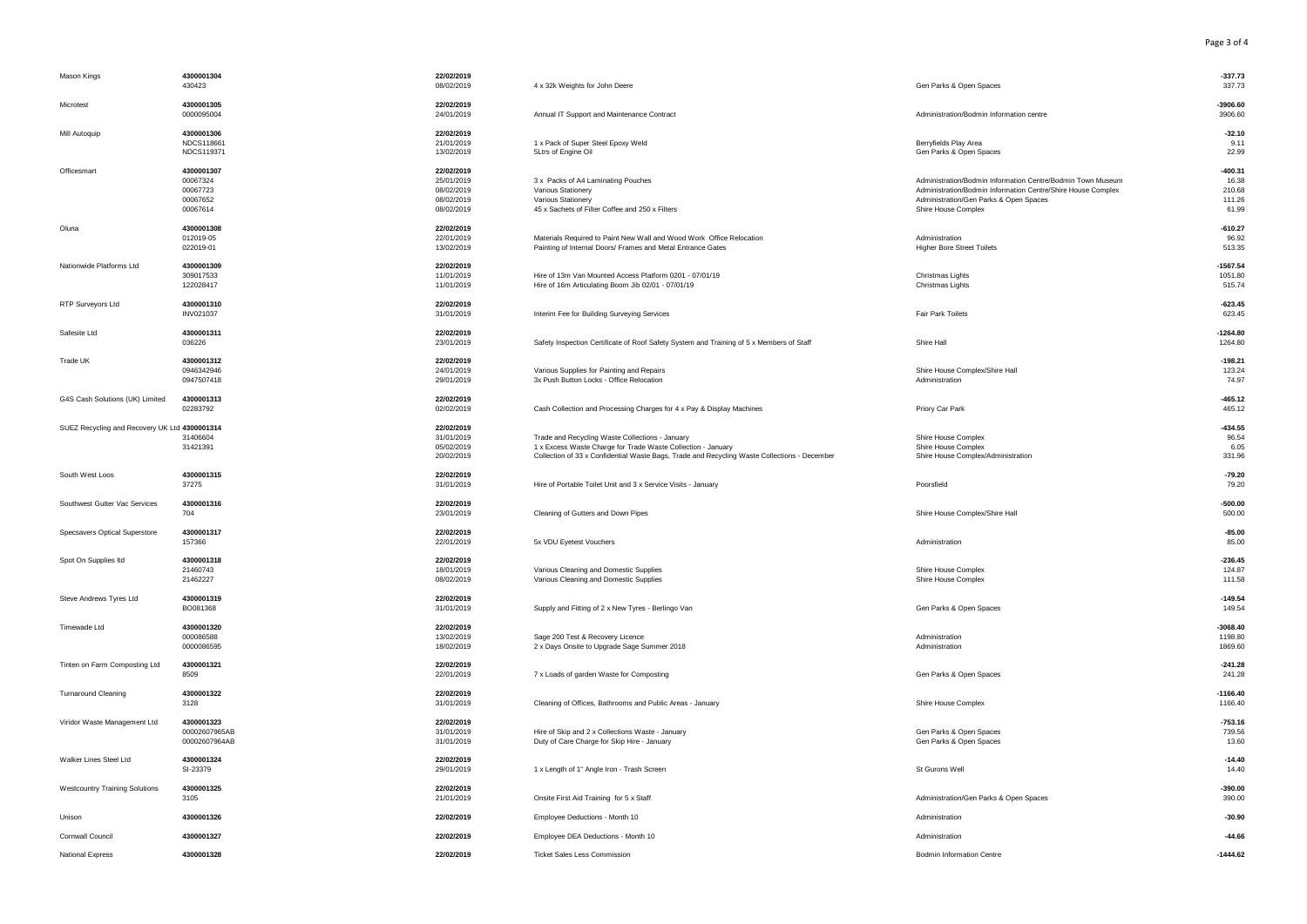| | | | | | |
|---|---|---|---|---|---|
| Mason Kings | 4300001304 | 22/02/2019 | | | -337.73 |
| | 430423 | 08/02/2019 | 4 x 32k Weights for John Deere | Gen Parks & Open Spaces | 337.73 |
| Microtest | 4300001305 | 22/02/2019 | | | -3906.60 |
| | 0000095004 | 24/01/2019 | Annual IT Support and Maintenance Contract | Administration/Bodmin Information centre | 3906.60 |
| Mill Autoquip | 4300001306 | 22/02/2019 | | | -32.10 |
| | NDCS118661 | 21/01/2019 | 1 x Pack of Super Steel Epoxy Weld | Berryfields Play Area | 9.11 |
| | NDCS119371 | 13/02/2019 | 5Ltrs of Engine Oil | Gen Parks & Open Spaces | 22.99 |
| Officesmart | 4300001307 | 22/02/2019 | | | -400.31 |
| | 00067324 | 25/01/2019 | 3 x Packs of A4 Laminating Pouches | Administration/Bodmin Information Centre/Bodmin Town Museum | 16.38 |
| | 00067723 | 08/02/2019 | Various Stationery | Administration/Bodmin Information Centre/Shire House Complex | 210.68 |
| | 00067652 | 08/02/2019 | Various Stationery | Administration/Gen Parks & Open Spaces | 111.26 |
| | 00067614 | 08/02/2019 | 45 x Sachets of Filter Coffee and 250 x Filters | Shire House Complex | 61.99 |
| Oluna | 4300001308 | 22/02/2019 | | | -610.27 |
| | 012019-05 | 22/01/2019 | Materials Required to Paint New Wall and Wood Work Office Relocation | Administration | 96.92 |
| | 022019-01 | 13/02/2019 | Painting of Internal Doors/ Frames and Metal Entrance Gates | Higher Bore Street Toilets | 513.35 |
| Nationwide Platforms Ltd | 4300001309 | 22/02/2019 | | | -1567.54 |
| | 309017533 | 11/01/2019 | Hire of 13m Van Mounted Access Platform 0201 - 07/01/19 | Christmas Lights | 1051.80 |
| | 122028417 | 11/01/2019 | Hire of 16m Articulating Boom Jib 02/01 - 07/01/19 | Christmas Lights | 515.74 |
| RTP Surveyors Ltd | 4300001310 | 22/02/2019 | | | -623.45 |
| | INV021037 | 31/01/2019 | Interim Fee for Building Surveying Services | Fair Park Toilets | 623.45 |
| Safesite Ltd | 4300001311 | 22/02/2019 | | | -1264.80 |
| | 036226 | 23/01/2019 | Safety Inspection Certificate of Roof Safety System and Training of 5 x Members of Staff | Shire Hall | 1264.80 |
| Trade UK | 4300001312 | 22/02/2019 | | | -198.21 |
| | 0946342946 | 24/01/2019 | Various Supplies for Painting and Repairs | Shire House Complex/Shire Hall | 123.24 |
| | 0947507418 | 29/01/2019 | 3x Push Button Locks - Office Relocation | Administration | 74.97 |
| G4S Cash Solutions (UK) Limited | 4300001313 | 22/02/2019 | | | -465.12 |
| | 02283792 | 02/02/2019 | Cash Collection and Processing Charges for 4 x Pay & Display Machines | Priory Car Park | 465.12 |
| SUEZ Recycling and Recovery UK Ltd | 4300001314 | 22/02/2019 | | | -434.55 |
| | 31406604 | 31/01/2019 | Trade and Recycling Waste Collections - January | Shire House Complex | 96.54 |
| | 31421391 | 05/02/2019 | 1 x Excess Waste Charge for Trade Waste Collection - January | Shire House Complex | 6.05 |
| | | 20/02/2019 | Collection of 33 x Confidential Waste Bags, Trade and Recycling Waste Collections - December | Shire House Complex/Administration | 331.96 |
| South West Loos | 4300001315 | 22/02/2019 | | | -79.20 |
| | 37275 | 31/01/2019 | Hire of Portable Toilet Unit and 3 x Service Visits - January | Poorsfield | 79.20 |
| Southwest Gutter Vac Services | 4300001316 | 22/02/2019 | | | -500.00 |
| | 704 | 23/01/2019 | Cleaning of Gutters and Down Pipes | Shire House Complex/Shire Hall | 500.00 |
| Specsavers Optical Superstore | 4300001317 | 22/02/2019 | | | -85.00 |
| | 157366 | 22/01/2019 | 5x VDU Eyetest Vouchers | Administration | 85.00 |
| Spot On Supplies ltd | 4300001318 | 22/02/2019 | | | -236.45 |
| | 21460743 | 18/01/2019 | Various Cleaning and Domestic Supplies | Shire House Complex | 124.87 |
| | 21462227 | 08/02/2019 | Various Cleaning and Domestic Supplies | Shire House Complex | 111.58 |
| Steve Andrews Tyres Ltd | 4300001319 | 22/02/2019 | | | -149.54 |
| | BO081368 | 31/01/2019 | Supply and Fitting of 2 x New Tyres - Berlingo Van | Gen Parks & Open Spaces | 149.54 |
| Timewade Ltd | 4300001320 | 22/02/2019 | | | -3068.40 |
| | 000086588 | 13/02/2019 | Sage 200 Test & Recovery Licence | Administration | 1198.80 |
| | 0000086595 | 18/02/2019 | 2 x Days Onsite to Upgrade Sage Summer 2018 | Administration | 1869.60 |
| Tinten on Farm Composting Ltd | 4300001321 | 22/02/2019 | | | -241.28 |
| | 8509 | 22/01/2019 | 7 x Loads of garden Waste for Composting | Gen Parks & Open Spaces | 241.28 |
| Turnaround Cleaning | 4300001322 | 22/02/2019 | | | -1166.40 |
| | 3128 | 31/01/2019 | Cleaning of Offices, Bathrooms and Public Areas - January | Shire House Complex | 1166.40 |
| Viridor Waste Management Ltd | 4300001323 | 22/02/2019 | | | -753.16 |
| | 00002607965AB | 31/01/2019 | Hire of Skip and 2 x Collections Waste - January | Gen Parks & Open Spaces | 739.56 |
| | 00002607964AB | 31/01/2019 | Duty of Care Charge for Skip Hire - January | Gen Parks & Open Spaces | 13.60 |
| Walker Lines Steel Ltd | 4300001324 | 22/02/2019 | | | -14.40 |
| | SI-23379 | 29/01/2019 | 1 x Length of 1" Angle Iron - Trash Screen | St Gurons Well | 14.40 |
| Westcountry Training Solutions | 4300001325 | 22/02/2019 | | | -390.00 |
| | 3105 | 21/01/2019 | Onsite First Aid Training for 5 x Staff | Administration/Gen Parks & Open Spaces | 390.00 |
| Unison | 4300001326 | 22/02/2019 | Employee Deductions - Month 10 | Administration | -30.90 |
| Cornwall Council | 4300001327 | 22/02/2019 | Employee DEA Deductions - Month 10 | Administration | -44.66 |
| National Express | 4300001328 | 22/02/2019 | Ticket Sales Less Commission | Bodmin Information Centre | -1444.62 |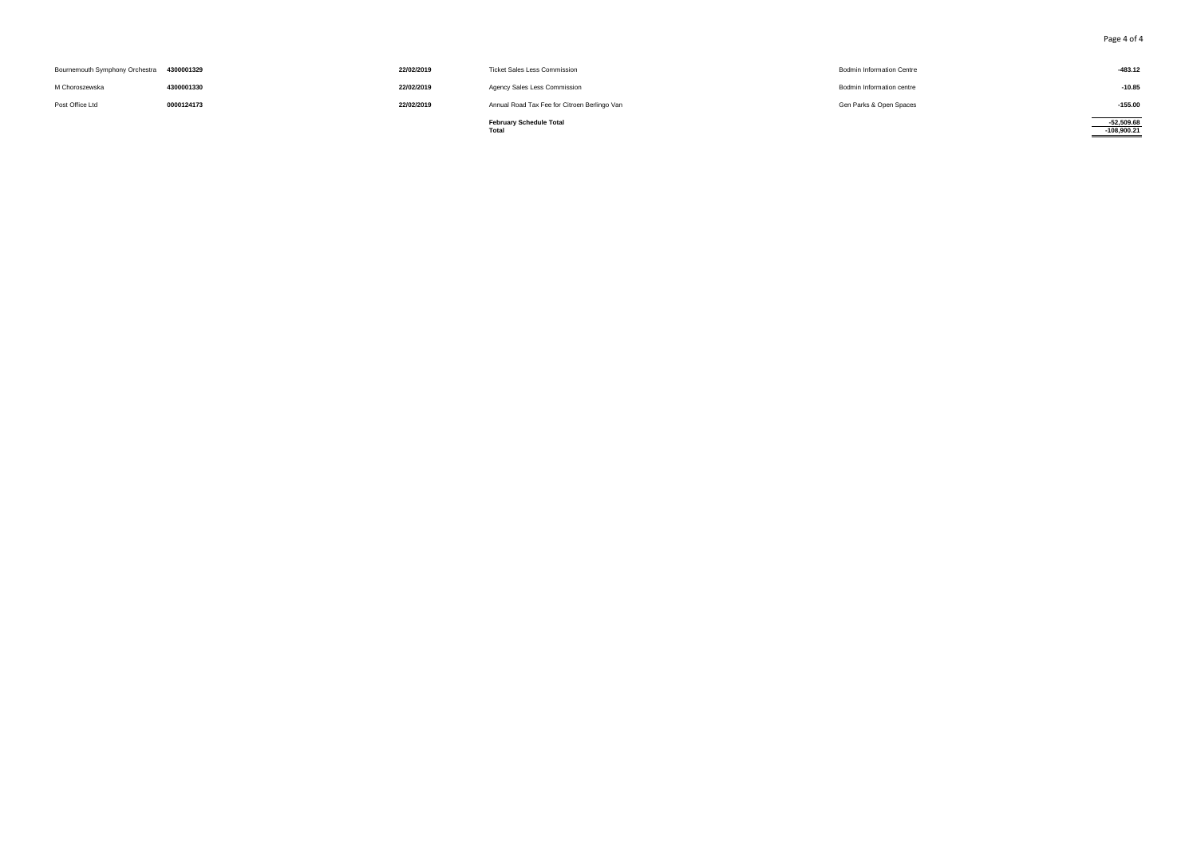| | | | | | |
|---|---|---|---|---|---|
| Bournemouth Symphony Orchestra | **4300001329** | **22/02/2019** | Ticket Sales Less Commission | Bodmin Information Centre | **-483.12** |
| M Choroszewska | **4300001330** | **22/02/2019** | Agency Sales Less Commission | Bodmin Information centre | **-10.85** |
| Post Office Ltd | **0000124173** | **22/02/2019** | Annual Road Tax Fee for Citroen Berlingo Van | Gen Parks & Open Spaces | **-155.00** |
| | | | **February Schedule Total** | | **-52,509.68** |
| | | | **Total** | | **-108,900.21** |